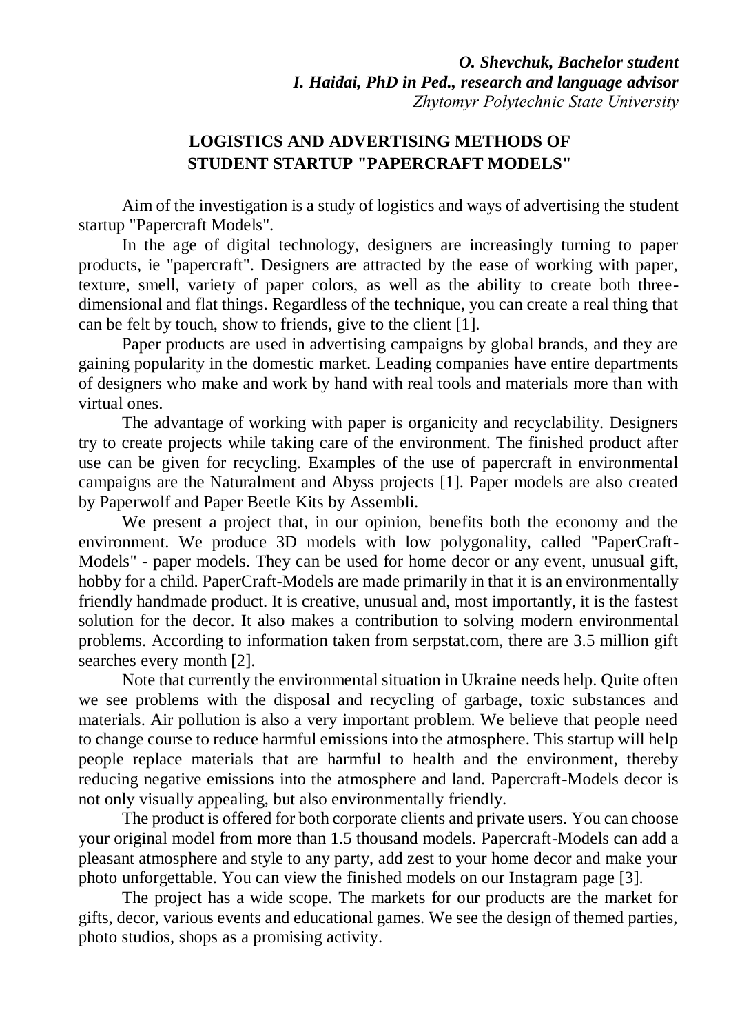***O. Shevchuk, Bachelor student***
***I. Haidai, PhD in Ped., research and language advisor***
*Zhytomyr Polytechnic State University*

# LOGISTICS AND ADVERTISING METHODS OF STUDENT STARTUP "PAPERCRAFT MODELS"

Aim of the investigation is a study of logistics and ways of advertising the student startup "Papercraft Models".

In the age of digital technology, designers are increasingly turning to paper products, ie "papercraft". Designers are attracted by the ease of working with paper, texture, smell, variety of paper colors, as well as the ability to create both three-dimensional and flat things. Regardless of the technique, you can create a real thing that can be felt by touch, show to friends, give to the client [1].

Paper products are used in advertising campaigns by global brands, and they are gaining popularity in the domestic market. Leading companies have entire departments of designers who make and work by hand with real tools and materials more than with virtual ones.

The advantage of working with paper is organicity and recyclability. Designers try to create projects while taking care of the environment. The finished product after use can be given for recycling. Examples of the use of papercraft in environmental campaigns are the Naturalment and Abyss projects [1]. Paper models are also created by Paperwolf and Paper Beetle Kits by Assembli.

We present a project that, in our opinion, benefits both the economy and the environment. We produce 3D models with low polygonality, called "PaperCraft-Models" - paper models. They can be used for home decor or any event, unusual gift, hobby for a child. PaperCraft-Models are made primarily in that it is an environmentally friendly handmade product. It is creative, unusual and, most importantly, it is the fastest solution for the decor. It also makes a contribution to solving modern environmental problems. According to information taken from serpstat.com, there are 3.5 million gift searches every month [2].

Note that currently the environmental situation in Ukraine needs help. Quite often we see problems with the disposal and recycling of garbage, toxic substances and materials. Air pollution is also a very important problem. We believe that people need to change course to reduce harmful emissions into the atmosphere. This startup will help people replace materials that are harmful to health and the environment, thereby reducing negative emissions into the atmosphere and land. Papercraft-Models decor is not only visually appealing, but also environmentally friendly.

The product is offered for both corporate clients and private users. You can choose your original model from more than 1.5 thousand models. Papercraft-Models can add a pleasant atmosphere and style to any party, add zest to your home decor and make your photo unforgettable. You can view the finished models on our Instagram page [3].

The project has a wide scope. The markets for our products are the market for gifts, decor, various events and educational games. We see the design of themed parties, photo studios, shops as a promising activity.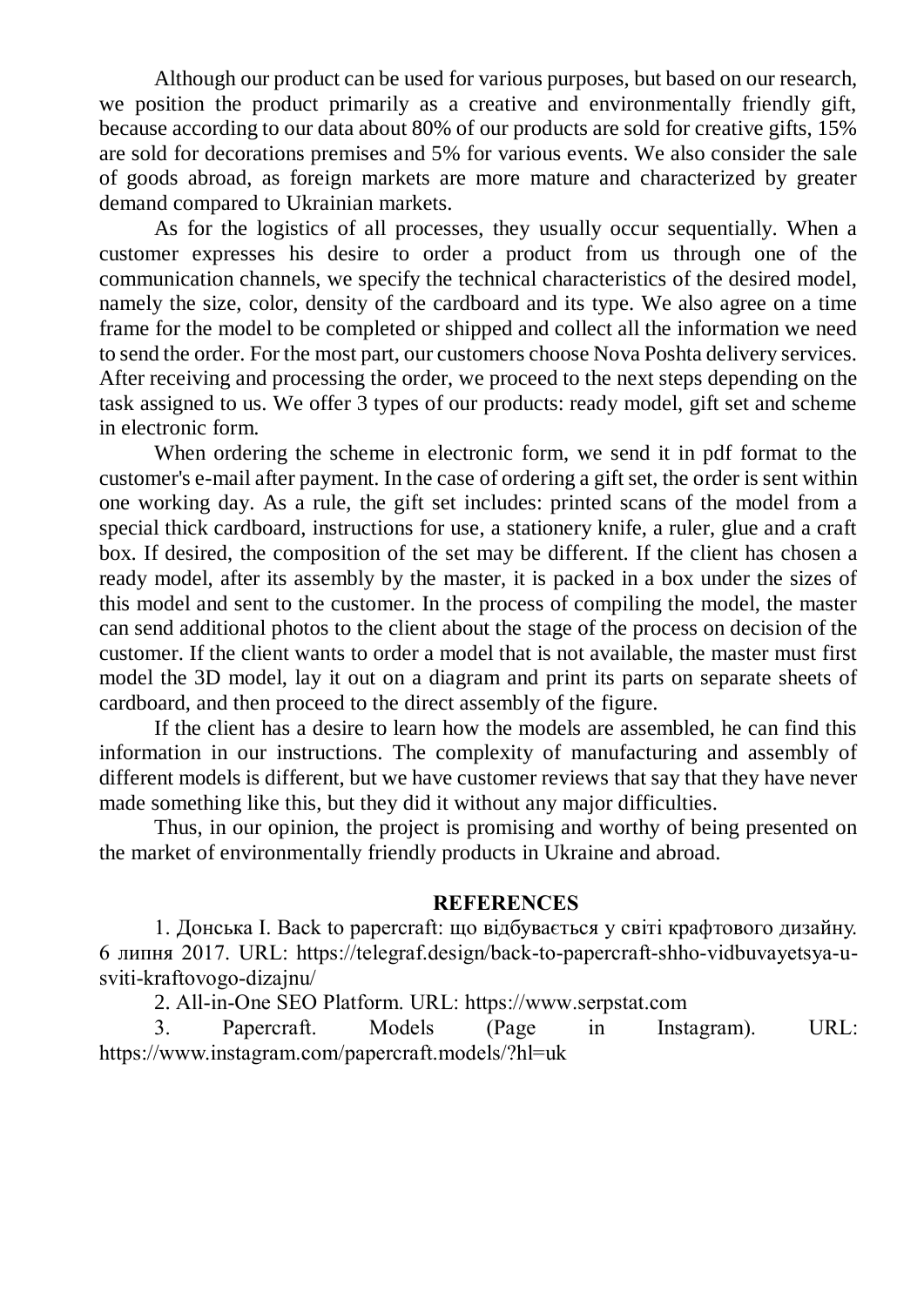Although our product can be used for various purposes, but based on our research, we position the product primarily as a creative and environmentally friendly gift, because according to our data about 80% of our products are sold for creative gifts, 15% are sold for decorations premises and 5% for various events. We also consider the sale of goods abroad, as foreign markets are more mature and characterized by greater demand compared to Ukrainian markets.

As for the logistics of all processes, they usually occur sequentially. When a customer expresses his desire to order a product from us through one of the communication channels, we specify the technical characteristics of the desired model, namely the size, color, density of the cardboard and its type. We also agree on a time frame for the model to be completed or shipped and collect all the information we need to send the order. For the most part, our customers choose Nova Poshta delivery services. After receiving and processing the order, we proceed to the next steps depending on the task assigned to us. We offer 3 types of our products: ready model, gift set and scheme in electronic form.

When ordering the scheme in electronic form, we send it in pdf format to the customer's e-mail after payment. In the case of ordering a gift set, the order is sent within one working day. As a rule, the gift set includes: printed scans of the model from a special thick cardboard, instructions for use, a stationery knife, a ruler, glue and a craft box. If desired, the composition of the set may be different. If the client has chosen a ready model, after its assembly by the master, it is packed in a box under the sizes of this model and sent to the customer. In the process of compiling the model, the master can send additional photos to the client about the stage of the process on decision of the customer. If the client wants to order a model that is not available, the master must first model the 3D model, lay it out on a diagram and print its parts on separate sheets of cardboard, and then proceed to the direct assembly of the figure.

If the client has a desire to learn how the models are assembled, he can find this information in our instructions. The complexity of manufacturing and assembly of different models is different, but we have customer reviews that say that they have never made something like this, but they did it without any major difficulties.

Thus, in our opinion, the project is promising and worthy of being presented on the market of environmentally friendly products in Ukraine and abroad.

## REFERENCES

1. Донська І. Back to papercraft: що відбувається у світі крафтового дизайну. 6 липня 2017. URL: https://telegraf.design/back-to-papercraft-shho-vidbuvayetsya-u-sviti-kraftovogo-dizajnu/

2. All-in-One SEO Platform. URL: https://www.serpstat.com

3. Papercraft. Models (Page in Instagram). URL: https://www.instagram.com/papercraft.models/?hl=uk